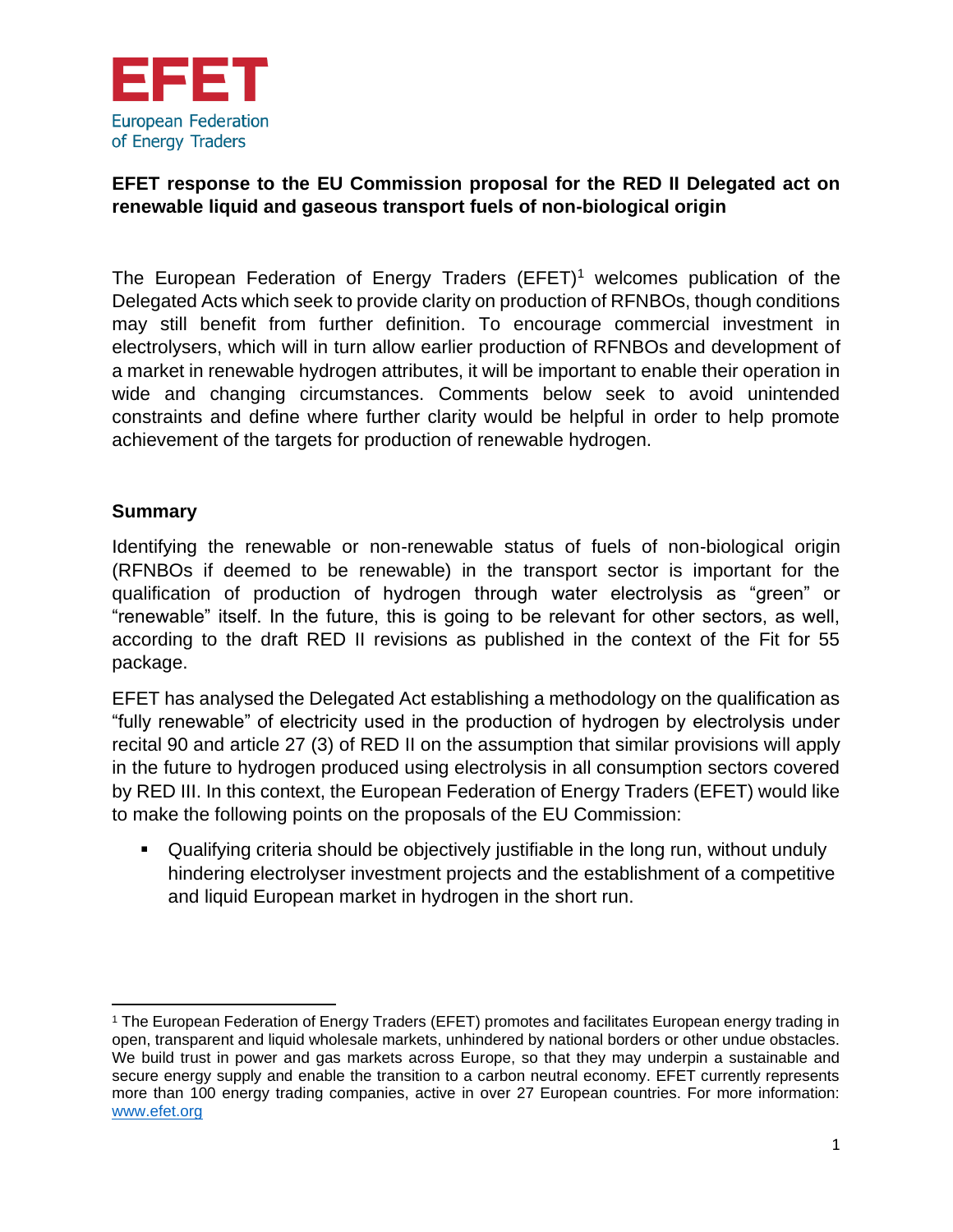EFET

European Federation of Energy Traders

**EFET response to the EU Commission proposal for the RED II Delegated act on renewable liquid and gaseous transport fuels of non-biological origin**

The European Federation of Energy Traders (EFET)[1] welcomes publication of the Delegated Acts which seek to provide clarity on production of RFNBOs, though conditions may still benefit from further definition. To encourage commercial investment in electrolysers, which will in turn allow earlier production of RFNBOs and development of a market in renewable hydrogen attributes, it will be important to enable their operation in wide and changing circumstances. Comments below seek to avoid unintended constraints and define where further clarity would be helpful in order to help promote achievement of the targets for production of renewable hydrogen.

## Summary

Identifying the renewable or non-renewable status of fuels of non-biological origin (RFNBOs if deemed to be renewable) in the transport sector is important for the qualification of production of hydrogen through water electrolysis as "green" or "renewable" itself. In the future, this is going to be relevant for other sectors, as well, according to the draft RED II revisions as published in the context of the Fit for 55 package.

EFET has analysed the Delegated Act establishing a methodology on the qualification as "fully renewable" of electricity used in the production of hydrogen by electrolysis under recital 90 and article 27 (3) of RED II on the assumption that similar provisions will apply in the future to hydrogen produced using electrolysis in all consumption sectors covered by RED III. In this context, the European Federation of Energy Traders (EFET) would like to make the following points on the proposals of the EU Commission:

- Qualifying criteria should be objectively justifiable in the long run, without unduly hindering electrolyser investment projects and the establishment of a competitive and liquid European market in hydrogen in the short run.

---

[1] The European Federation of Energy Traders (EFET) promotes and facilitates European energy trading in open, transparent and liquid wholesale markets, unhindered by national borders or other undue obstacles. We build trust in power and gas markets across Europe, so that they may underpin a sustainable and secure energy supply and enable the transition to a carbon neutral economy. EFET currently represents more than 100 energy trading companies, active in over 27 European countries. For more information: www.efet.org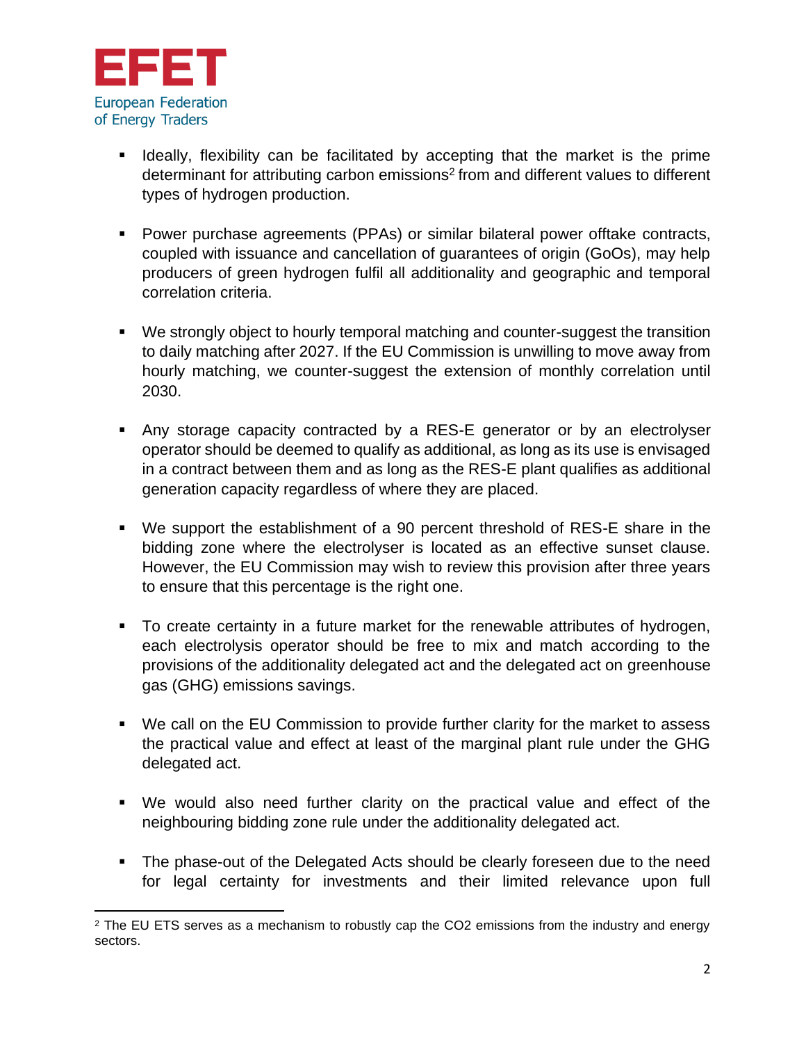- Ideally, flexibility can be facilitated by accepting that the market is the prime determinant for attributing carbon emissions[2] from and different values to different types of hydrogen production.

- Power purchase agreements (PPAs) or similar bilateral power offtake contracts, coupled with issuance and cancellation of guarantees of origin (GoOs), may help producers of green hydrogen fulfil all additionality and geographic and temporal correlation criteria.

- We strongly object to hourly temporal matching and counter-suggest the transition to daily matching after 2027. If the EU Commission is unwilling to move away from hourly matching, we counter-suggest the extension of monthly correlation until 2030.

- Any storage capacity contracted by a RES-E generator or by an electrolyser operator should be deemed to qualify as additional, as long as its use is envisaged in a contract between them and as long as the RES-E plant qualifies as additional generation capacity regardless of where they are placed.

- We support the establishment of a 90 percent threshold of RES-E share in the bidding zone where the electrolyser is located as an effective sunset clause. However, the EU Commission may wish to review this provision after three years to ensure that this percentage is the right one.

- To create certainty in a future market for the renewable attributes of hydrogen, each electrolysis operator should be free to mix and match according to the provisions of the additionality delegated act and the delegated act on greenhouse gas (GHG) emissions savings.

- We call on the EU Commission to provide further clarity for the market to assess the practical value and effect at least of the marginal plant rule under the GHG delegated act.

- We would also need further clarity on the practical value and effect of the neighbouring bidding zone rule under the additionality delegated act.

- The phase-out of the Delegated Acts should be clearly foreseen due to the need for legal certainty for investments and their limited relevance upon full

[2] The EU ETS serves as a mechanism to robustly cap the $CO_2$ emissions from the industry and energy sectors.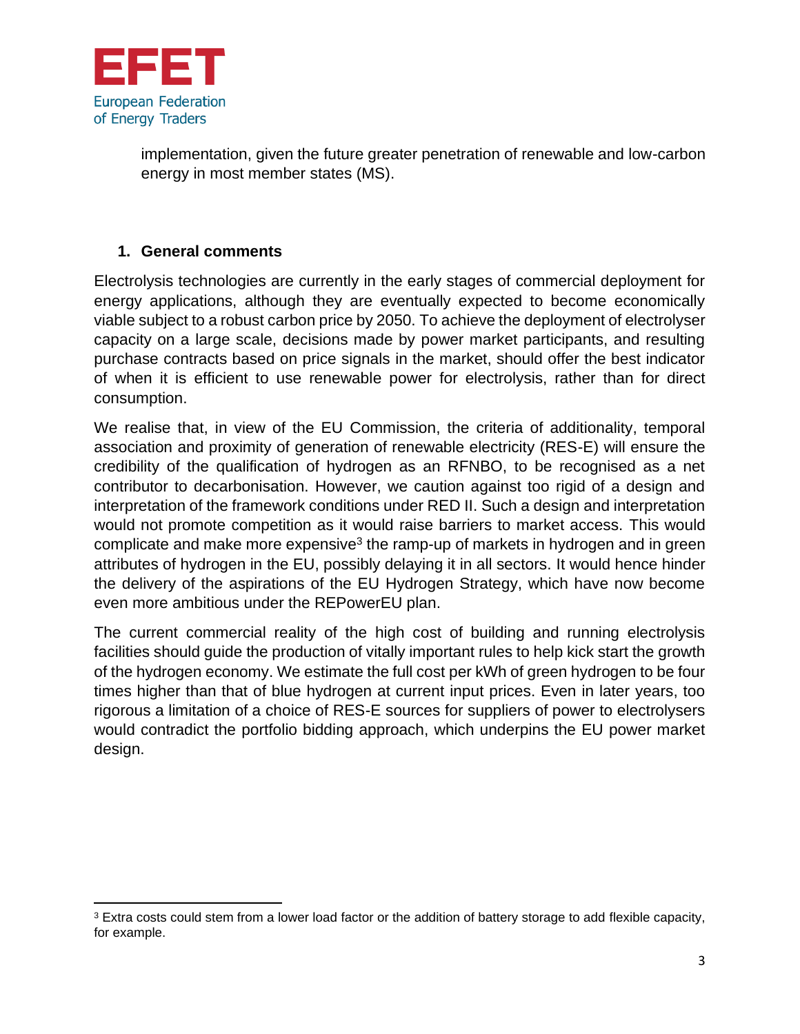implementation, given the future greater penetration of renewable and low-carbon energy in most member states (MS).

## 1. General comments

Electrolysis technologies are currently in the early stages of commercial deployment for energy applications, although they are eventually expected to become economically viable subject to a robust carbon price by 2050. To achieve the deployment of electrolyser capacity on a large scale, decisions made by power market participants, and resulting purchase contracts based on price signals in the market, should offer the best indicator of when it is efficient to use renewable power for electrolysis, rather than for direct consumption.

We realise that, in view of the EU Commission, the criteria of additionality, temporal association and proximity of generation of renewable electricity (RES-E) will ensure the credibility of the qualification of hydrogen as an RFNBO, to be recognised as a net contributor to decarbonisation. However, we caution against too rigid of a design and interpretation of the framework conditions under RED II. Such a design and interpretation would not promote competition as it would raise barriers to market access. This would complicate and make more expensive[3] the ramp-up of markets in hydrogen and in green attributes of hydrogen in the EU, possibly delaying it in all sectors. It would hence hinder the delivery of the aspirations of the EU Hydrogen Strategy, which have now become even more ambitious under the REPowerEU plan.

The current commercial reality of the high cost of building and running electrolysis facilities should guide the production of vitally important rules to help kick start the growth of the hydrogen economy. We estimate the full cost per kWh of green hydrogen to be four times higher than that of blue hydrogen at current input prices. Even in later years, too rigorous a limitation of a choice of RES-E sources for suppliers of power to electrolysers would contradict the portfolio bidding approach, which underpins the EU power market design.

---

[3] Extra costs could stem from a lower load factor or the addition of battery storage to add flexible capacity, for example.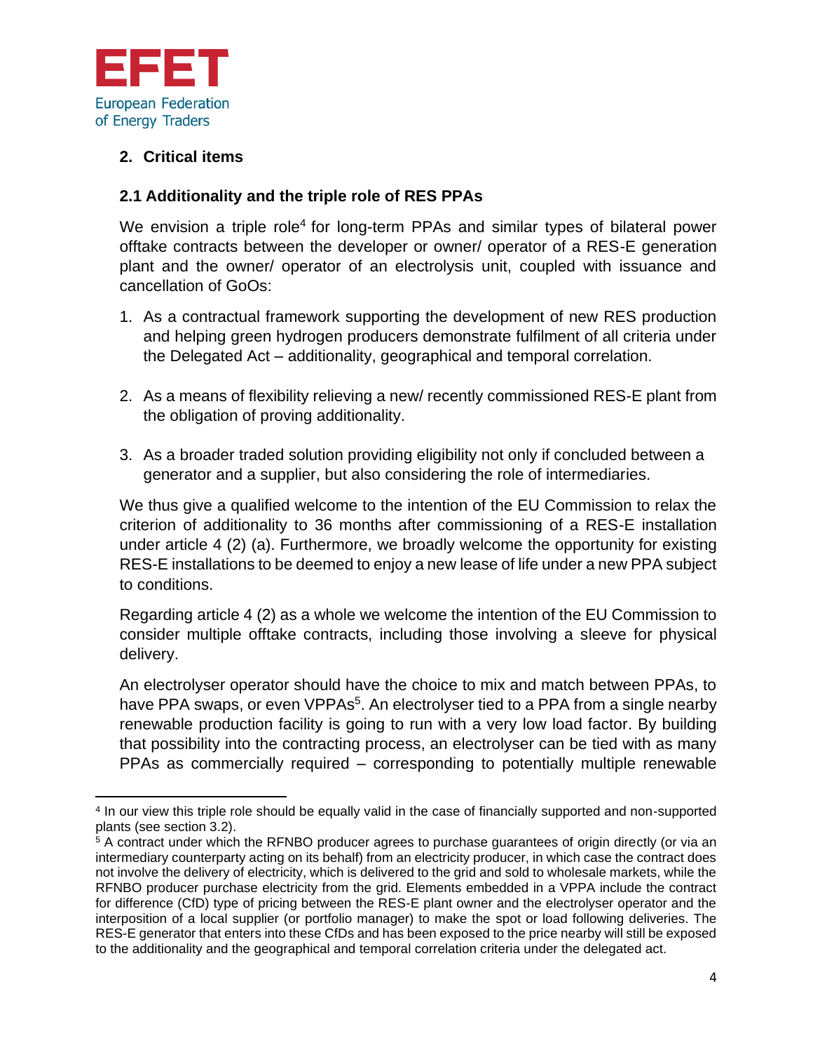## 2. Critical items

### 2.1 Additionality and the triple role of RES PPAs

We envision a triple role[4] for long-term PPAs and similar types of bilateral power offtake contracts between the developer or owner/ operator of a RES-E generation plant and the owner/ operator of an electrolysis unit, coupled with issuance and cancellation of GoOs:

1. As a contractual framework supporting the development of new RES production and helping green hydrogen producers demonstrate fulfilment of all criteria under the Delegated Act – additionality, geographical and temporal correlation.

2. As a means of flexibility relieving a new/ recently commissioned RES-E plant from the obligation of proving additionality.

3. As a broader traded solution providing eligibility not only if concluded between a generator and a supplier, but also considering the role of intermediaries.

We thus give a qualified welcome to the intention of the EU Commission to relax the criterion of additionality to 36 months after commissioning of a RES-E installation under article 4 (2) (a). Furthermore, we broadly welcome the opportunity for existing RES-E installations to be deemed to enjoy a new lease of life under a new PPA subject to conditions.

Regarding article 4 (2) as a whole we welcome the intention of the EU Commission to consider multiple offtake contracts, including those involving a sleeve for physical delivery.

An electrolyser operator should have the choice to mix and match between PPAs, to have PPA swaps, or even VPPAs[5]. An electrolyser tied to a PPA from a single nearby renewable production facility is going to run with a very low load factor. By building that possibility into the contracting process, an electrolyser can be tied with as many PPAs as commercially required – corresponding to potentially multiple renewable

---

[4] In our view this triple role should be equally valid in the case of financially supported and non-supported plants (see section 3.2).

[5] A contract under which the RFNBO producer agrees to purchase guarantees of origin directly (or via an intermediary counterparty acting on its behalf) from an electricity producer, in which case the contract does not involve the delivery of electricity, which is delivered to the grid and sold to wholesale markets, while the RFNBO producer purchase electricity from the grid. Elements embedded in a VPPA include the contract for difference (CfD) type of pricing between the RES-E plant owner and the electrolyser operator and the interposition of a local supplier (or portfolio manager) to make the spot or load following deliveries. The RES-E generator that enters into these CfDs and has been exposed to the price nearby will still be exposed to the additionality and the geographical and temporal correlation criteria under the delegated act.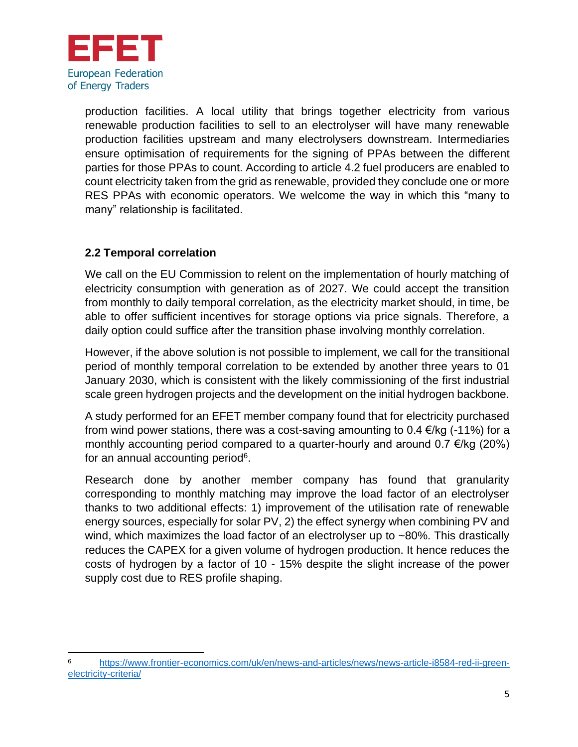production facilities. A local utility that brings together electricity from various renewable production facilities to sell to an electrolyser will have many renewable production facilities upstream and many electrolysers downstream. Intermediaries ensure optimisation of requirements for the signing of PPAs between the different parties for those PPAs to count. According to article 4.2 fuel producers are enabled to count electricity taken from the grid as renewable, provided they conclude one or more RES PPAs with economic operators. We welcome the way in which this "many to many" relationship is facilitated.

### 2.2 Temporal correlation

We call on the EU Commission to relent on the implementation of hourly matching of electricity consumption with generation as of 2027. We could accept the transition from monthly to daily temporal correlation, as the electricity market should, in time, be able to offer sufficient incentives for storage options via price signals. Therefore, a daily option could suffice after the transition phase involving monthly correlation.

However, if the above solution is not possible to implement, we call for the transitional period of monthly temporal correlation to be extended by another three years to 01 January 2030, which is consistent with the likely commissioning of the first industrial scale green hydrogen projects and the development on the initial hydrogen backbone.

A study performed for an EFET member company found that for electricity purchased from wind power stations, there was a cost-saving amounting to 0.4 €/kg (-11%) for a monthly accounting period compared to a quarter-hourly and around 0.7 €/kg (20%) for an annual accounting period[6].

Research done by another member company has found that granularity corresponding to monthly matching may improve the load factor of an electrolyser thanks to two additional effects: 1) improvement of the utilisation rate of renewable energy sources, especially for solar PV, 2) the effect synergy when combining PV and wind, which maximizes the load factor of an electrolyser up to ~80%. This drastically reduces the CAPEX for a given volume of hydrogen production. It hence reduces the costs of hydrogen by a factor of 10 - 15% despite the slight increase of the power supply cost due to RES profile shaping.

---

[6] https://www.frontier-economics.com/uk/en/news-and-articles/news/news-article-i8584-red-ii-green-electricity-criteria/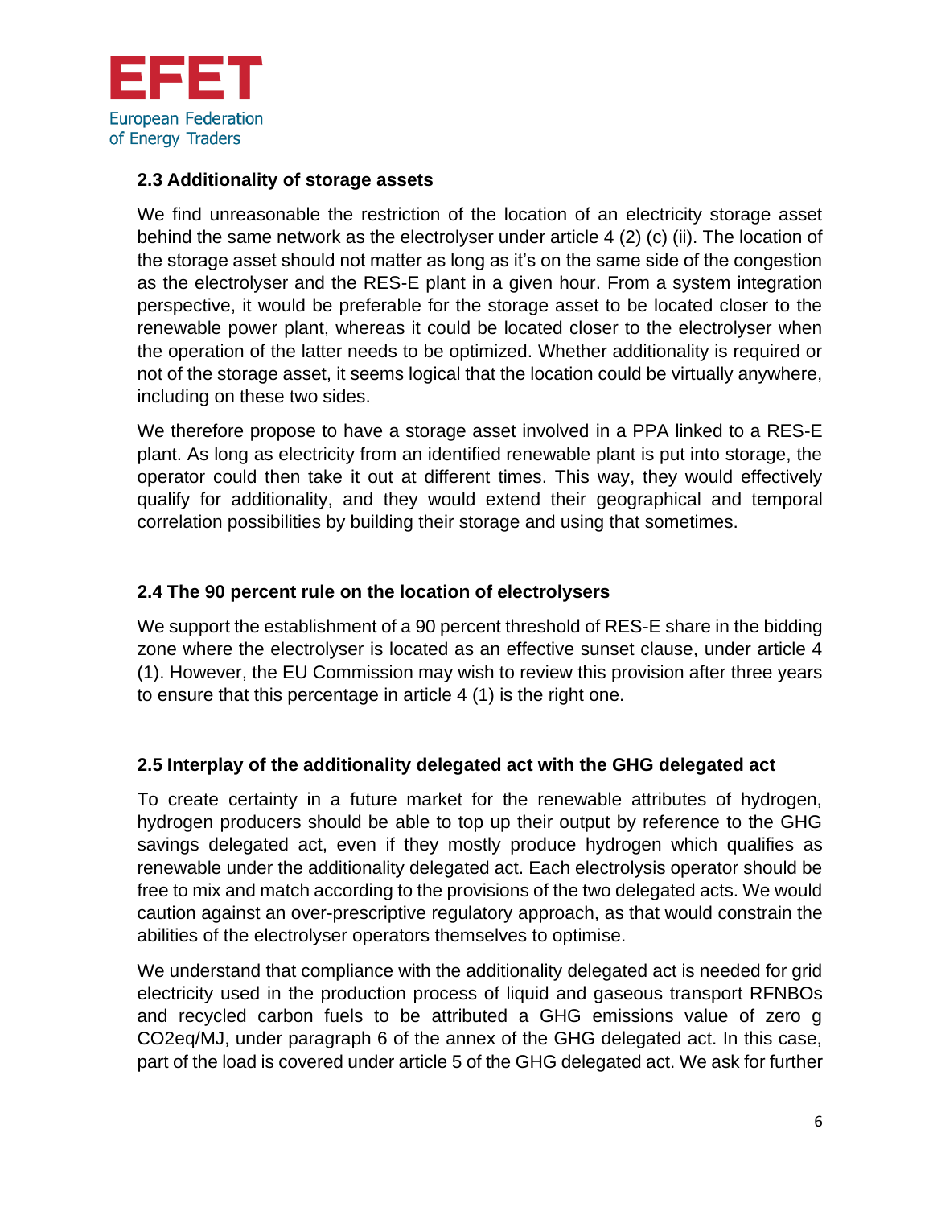### 2.3 Additionality of storage assets

We find unreasonable the restriction of the location of an electricity storage asset behind the same network as the electrolyser under article 4 (2) (c) (ii). The location of the storage asset should not matter as long as it's on the same side of the congestion as the electrolyser and the RES-E plant in a given hour. From a system integration perspective, it would be preferable for the storage asset to be located closer to the renewable power plant, whereas it could be located closer to the electrolyser when the operation of the latter needs to be optimized. Whether additionality is required or not of the storage asset, it seems logical that the location could be virtually anywhere, including on these two sides.

We therefore propose to have a storage asset involved in a PPA linked to a RES-E plant. As long as electricity from an identified renewable plant is put into storage, the operator could then take it out at different times. This way, they would effectively qualify for additionality, and they would extend their geographical and temporal correlation possibilities by building their storage and using that sometimes.

### 2.4 The 90 percent rule on the location of electrolysers

We support the establishment of a 90 percent threshold of RES-E share in the bidding zone where the electrolyser is located as an effective sunset clause, under article 4 (1). However, the EU Commission may wish to review this provision after three years to ensure that this percentage in article 4 (1) is the right one.

### 2.5 Interplay of the additionality delegated act with the GHG delegated act

To create certainty in a future market for the renewable attributes of hydrogen, hydrogen producers should be able to top up their output by reference to the GHG savings delegated act, even if they mostly produce hydrogen which qualifies as renewable under the additionality delegated act. Each electrolysis operator should be free to mix and match according to the provisions of the two delegated acts. We would caution against an over-prescriptive regulatory approach, as that would constrain the abilities of the electrolyser operators themselves to optimise.

We understand that compliance with the additionality delegated act is needed for grid electricity used in the production process of liquid and gaseous transport RFNBOs and recycled carbon fuels to be attributed a GHG emissions value of zero g $CO_2$eq/MJ, under paragraph 6 of the annex of the GHG delegated act. In this case, part of the load is covered under article 5 of the GHG delegated act. We ask for further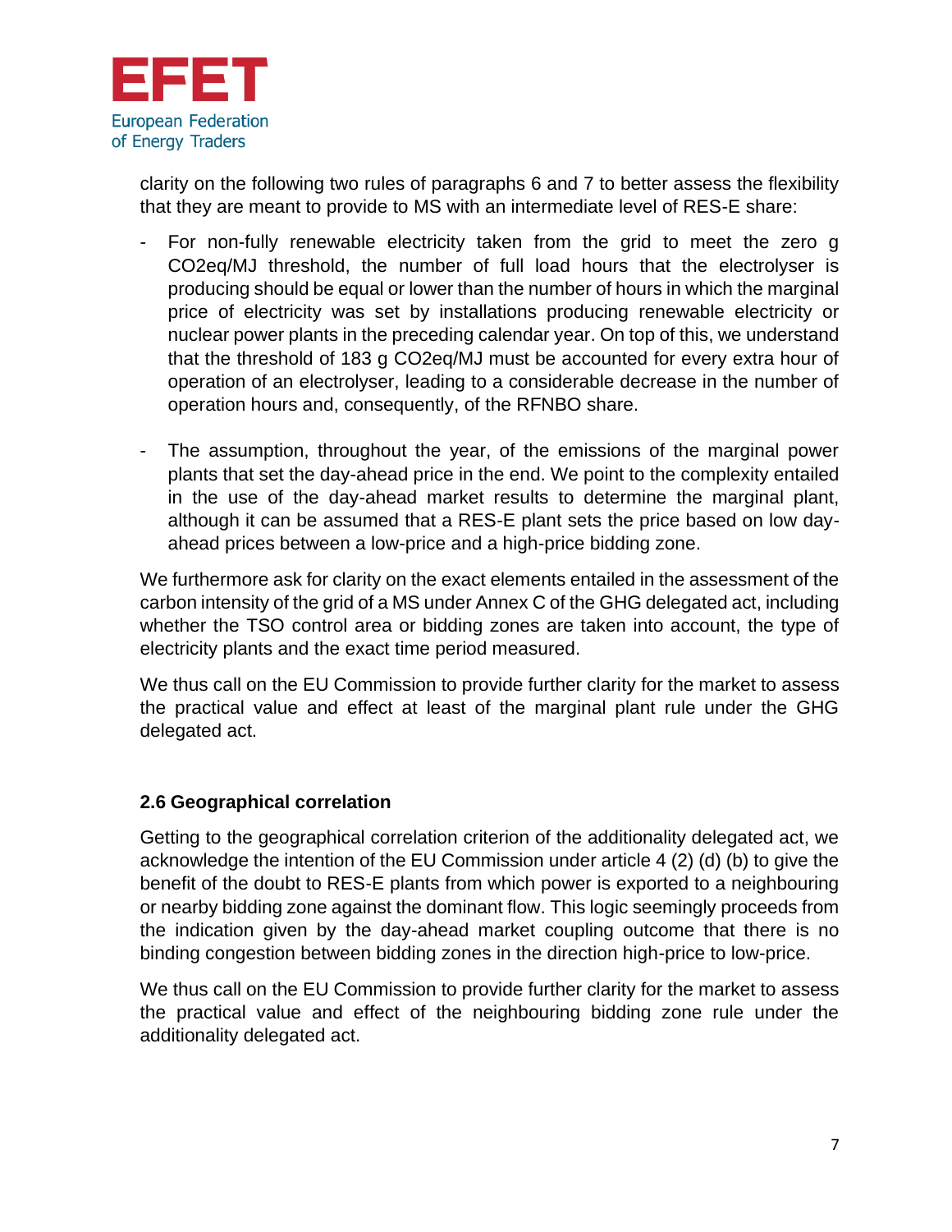clarity on the following two rules of paragraphs 6 and 7 to better assess the flexibility that they are meant to provide to MS with an intermediate level of RES-E share:

- For non-fully renewable electricity taken from the grid to meet the zero g $CO_2$eq/MJ threshold, the number of full load hours that the electrolyser is producing should be equal or lower than the number of hours in which the marginal price of electricity was set by installations producing renewable electricity or nuclear power plants in the preceding calendar year. On top of this, we understand that the threshold of 183 g $CO_2$eq/MJ must be accounted for every extra hour of operation of an electrolyser, leading to a considerable decrease in the number of operation hours and, consequently, of the RFNBO share.

- The assumption, throughout the year, of the emissions of the marginal power plants that set the day-ahead price in the end. We point to the complexity entailed in the use of the day-ahead market results to determine the marginal plant, although it can be assumed that a RES-E plant sets the price based on low day-ahead prices between a low-price and a high-price bidding zone.

We furthermore ask for clarity on the exact elements entailed in the assessment of the carbon intensity of the grid of a MS under Annex C of the GHG delegated act, including whether the TSO control area or bidding zones are taken into account, the type of electricity plants and the exact time period measured.

We thus call on the EU Commission to provide further clarity for the market to assess the practical value and effect at least of the marginal plant rule under the GHG delegated act.

### 2.6 Geographical correlation

Getting to the geographical correlation criterion of the additionality delegated act, we acknowledge the intention of the EU Commission under article 4 (2) (d) (b) to give the benefit of the doubt to RES-E plants from which power is exported to a neighbouring or nearby bidding zone against the dominant flow. This logic seemingly proceeds from the indication given by the day-ahead market coupling outcome that there is no binding congestion between bidding zones in the direction high-price to low-price.

We thus call on the EU Commission to provide further clarity for the market to assess the practical value and effect of the neighbouring bidding zone rule under the additionality delegated act.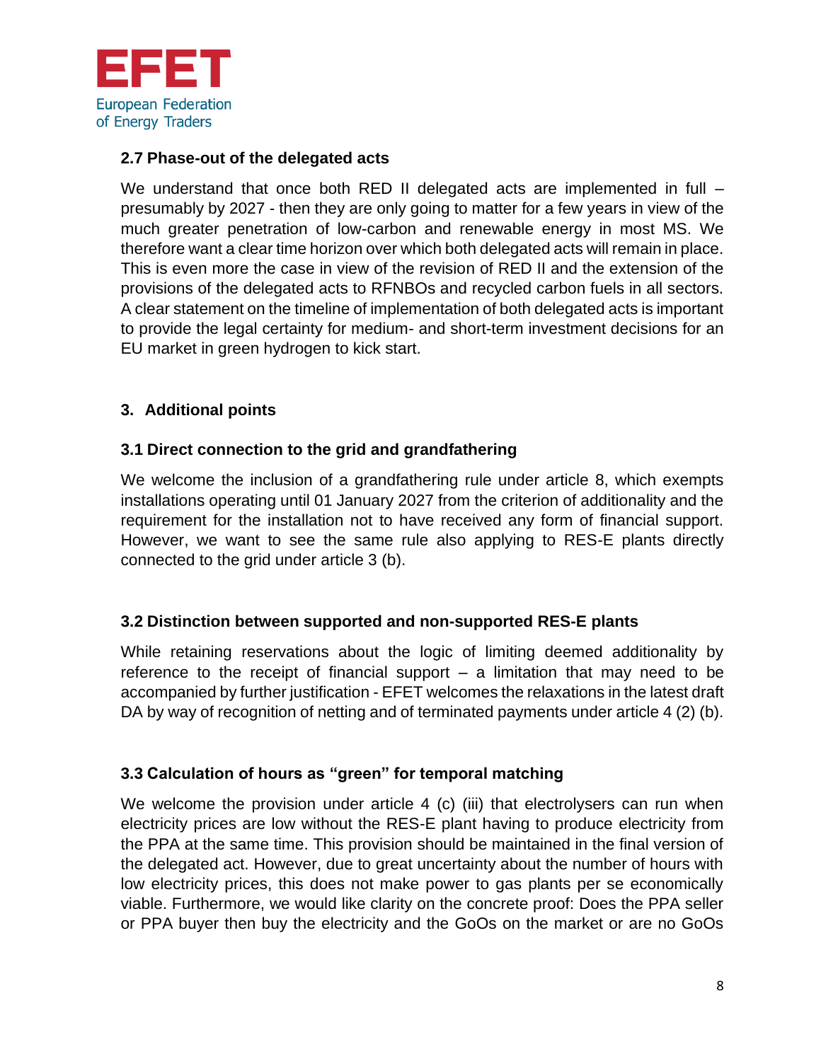### 2.7 Phase-out of the delegated acts

We understand that once both RED II delegated acts are implemented in full – presumably by 2027 - then they are only going to matter for a few years in view of the much greater penetration of low-carbon and renewable energy in most MS. We therefore want a clear time horizon over which both delegated acts will remain in place. This is even more the case in view of the revision of RED II and the extension of the provisions of the delegated acts to RFNBOs and recycled carbon fuels in all sectors. A clear statement on the timeline of implementation of both delegated acts is important to provide the legal certainty for medium- and short-term investment decisions for an EU market in green hydrogen to kick start.

## 3. Additional points

### 3.1 Direct connection to the grid and grandfathering

We welcome the inclusion of a grandfathering rule under article 8, which exempts installations operating until 01 January 2027 from the criterion of additionality and the requirement for the installation not to have received any form of financial support. However, we want to see the same rule also applying to RES-E plants directly connected to the grid under article 3 (b).

### 3.2 Distinction between supported and non-supported RES-E plants

While retaining reservations about the logic of limiting deemed additionality by reference to the receipt of financial support – a limitation that may need to be accompanied by further justification - EFET welcomes the relaxations in the latest draft DA by way of recognition of netting and of terminated payments under article 4 (2) (b).

### 3.3 Calculation of hours as "green" for temporal matching

We welcome the provision under article 4 (c) (iii) that electrolysers can run when electricity prices are low without the RES-E plant having to produce electricity from the PPA at the same time. This provision should be maintained in the final version of the delegated act. However, due to great uncertainty about the number of hours with low electricity prices, this does not make power to gas plants per se economically viable. Furthermore, we would like clarity on the concrete proof: Does the PPA seller or PPA buyer then buy the electricity and the GoOs on the market or are no GoOs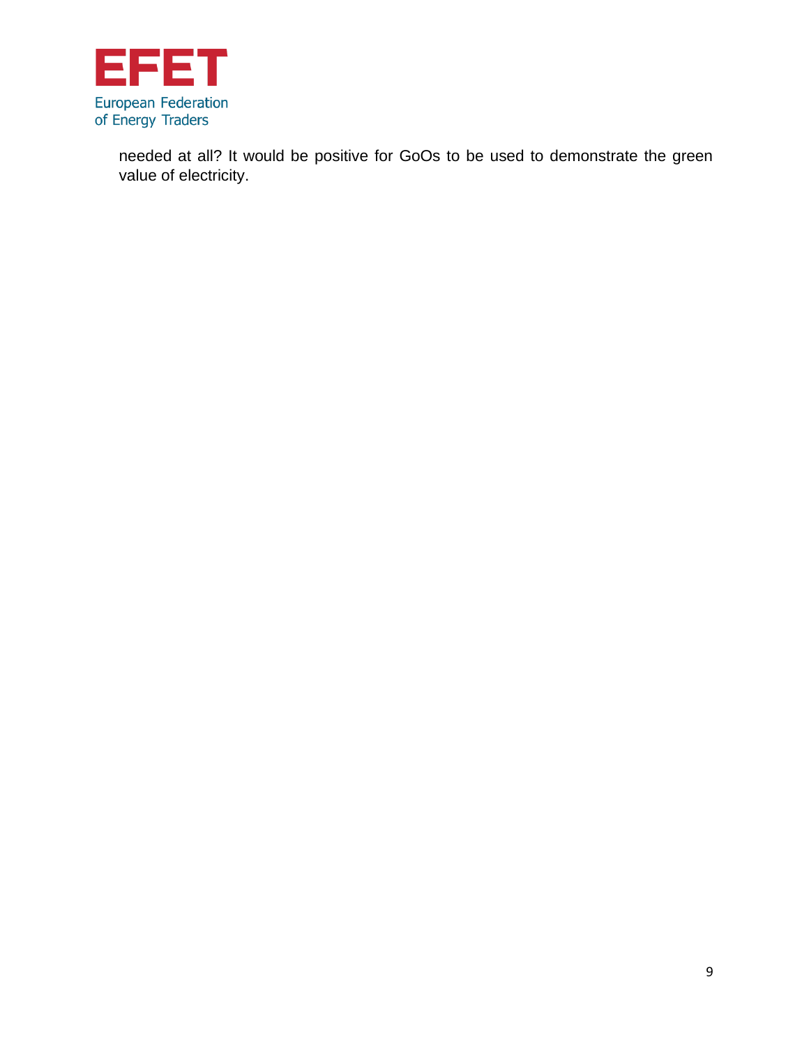needed at all? It would be positive for GoOs to be used to demonstrate the green value of electricity.